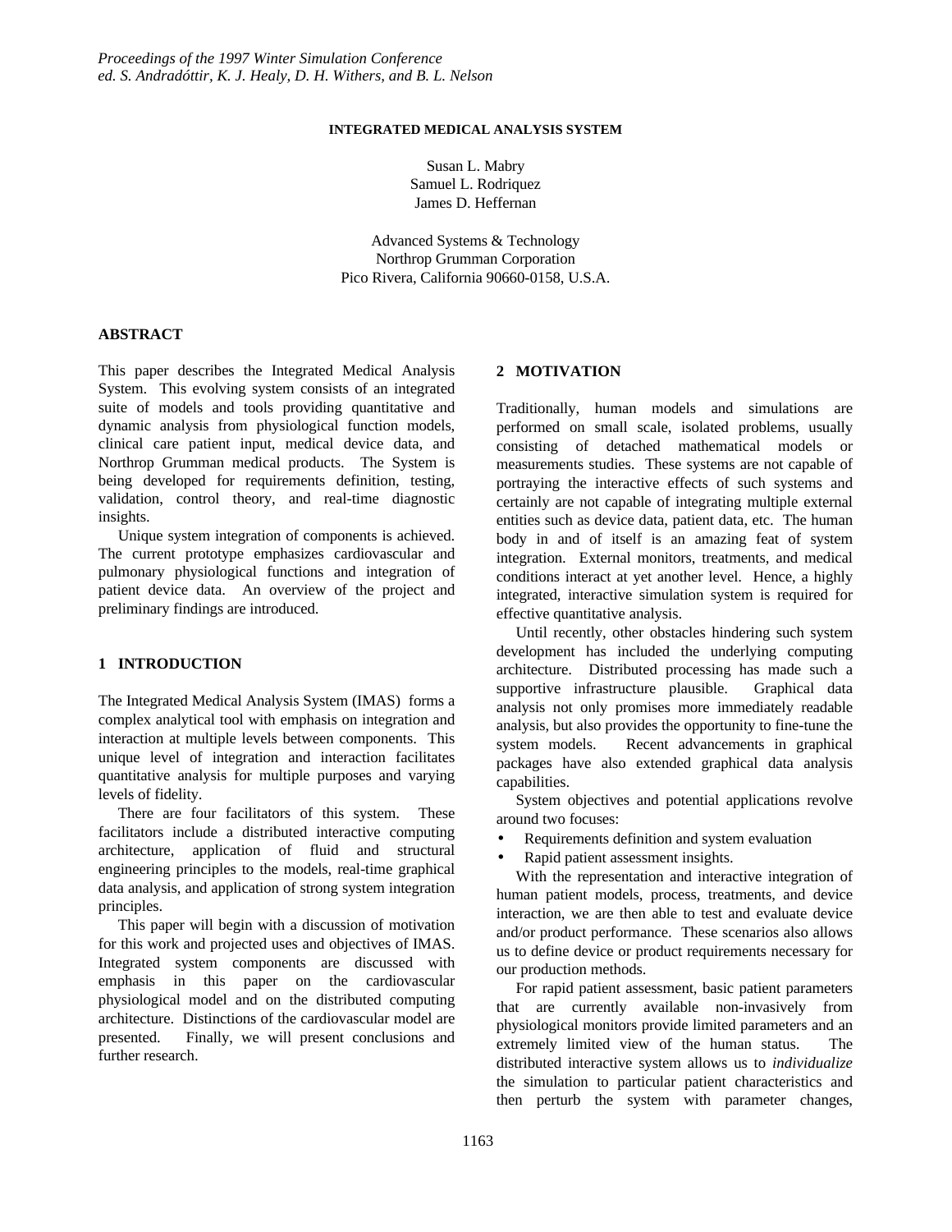Proceedings of the 1997 Winter Simulation Conference
ed. S. Andradóttir, K. J. Healy, D. H. Withers, and B. L. Nelson

# INTEGRATED MEDICAL ANALYSIS SYSTEM

Susan L. Mabry
Samuel L. Rodriquez
James D. Heffernan

Advanced Systems & Technology
Northrop Grumman Corporation
Pico Rivera, California 90660-0158, U.S.A.

## ABSTRACT

This paper describes the Integrated Medical Analysis System. This evolving system consists of an integrated suite of models and tools providing quantitative and dynamic analysis from physiological function models, clinical care patient input, medical device data, and Northrop Grumman medical products. The System is being developed for requirements definition, testing, validation, control theory, and real-time diagnostic insights.

Unique system integration of components is achieved. The current prototype emphasizes cardiovascular and pulmonary physiological functions and integration of patient device data. An overview of the project and preliminary findings are introduced.

## 1 INTRODUCTION

The Integrated Medical Analysis System (IMAS) forms a complex analytical tool with emphasis on integration and interaction at multiple levels between components. This unique level of integration and interaction facilitates quantitative analysis for multiple purposes and varying levels of fidelity.

There are four facilitators of this system. These facilitators include a distributed interactive computing architecture, application of fluid and structural engineering principles to the models, real-time graphical data analysis, and application of strong system integration principles.

This paper will begin with a discussion of motivation for this work and projected uses and objectives of IMAS. Integrated system components are discussed with emphasis in this paper on the cardiovascular physiological model and on the distributed computing architecture. Distinctions of the cardiovascular model are presented. Finally, we will present conclusions and further research.

## 2 MOTIVATION

Traditionally, human models and simulations are performed on small scale, isolated problems, usually consisting of detached mathematical models or measurements studies. These systems are not capable of portraying the interactive effects of such systems and certainly are not capable of integrating multiple external entities such as device data, patient data, etc. The human body in and of itself is an amazing feat of system integration. External monitors, treatments, and medical conditions interact at yet another level. Hence, a highly integrated, interactive simulation system is required for effective quantitative analysis.

Until recently, other obstacles hindering such system development has included the underlying computing architecture. Distributed processing has made such a supportive infrastructure plausible. Graphical data analysis not only promises more immediately readable analysis, but also provides the opportunity to fine-tune the system models. Recent advancements in graphical packages have also extended graphical data analysis capabilities.

System objectives and potential applications revolve around two focuses:

- Requirements definition and system evaluation
- Rapid patient assessment insights.

With the representation and interactive integration of human patient models, process, treatments, and device interaction, we are then able to test and evaluate device and/or product performance. These scenarios also allows us to define device or product requirements necessary for our production methods.

For rapid patient assessment, basic patient parameters that are currently available non-invasively from physiological monitors provide limited parameters and an extremely limited view of the human status. The distributed interactive system allows us to *individualize* the simulation to particular patient characteristics and then perturb the system with parameter changes,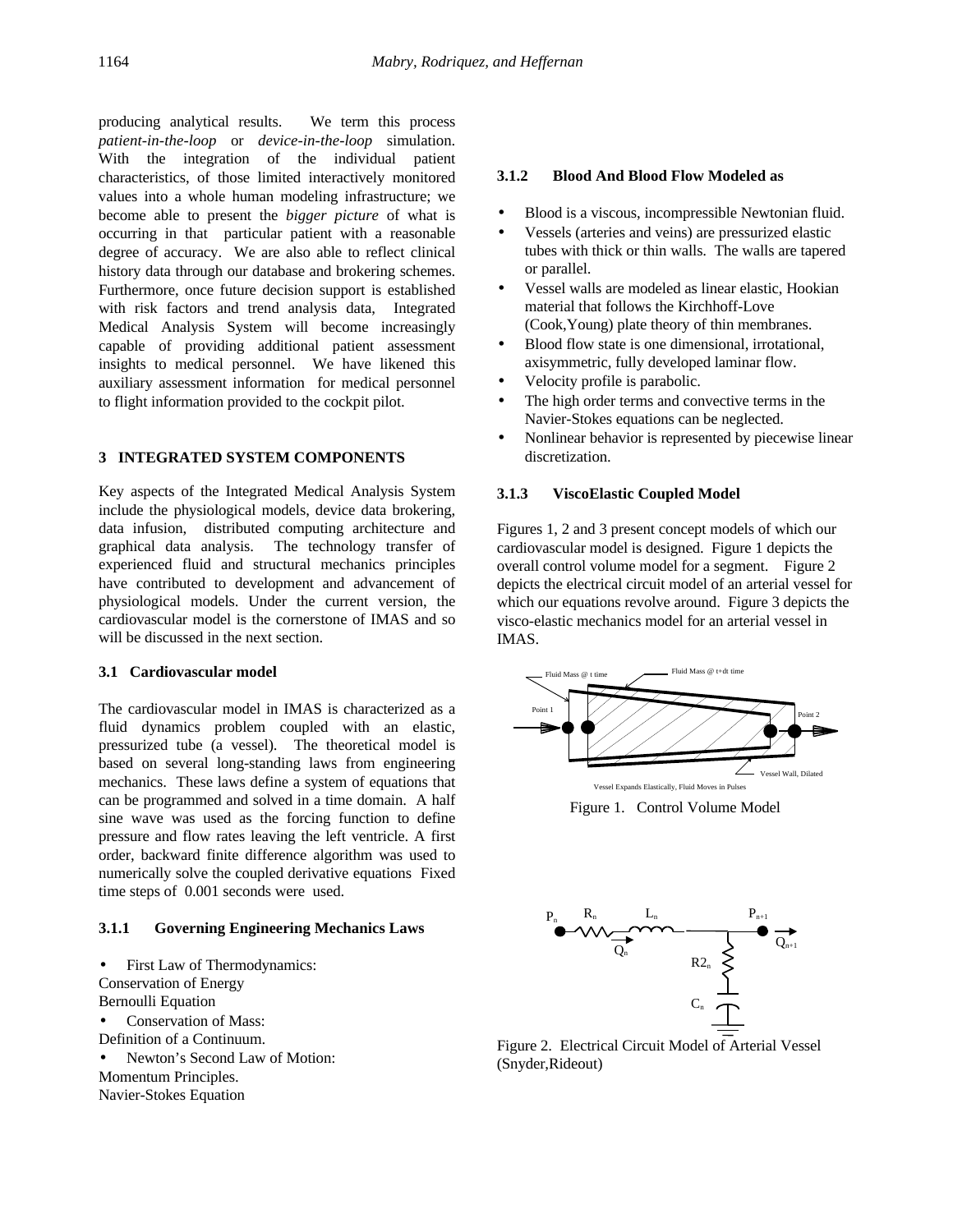producing analytical results. We term this process *patient-in-the-loop* or *device-in-the-loop* simulation. With the integration of the individual patient characteristics, of those limited interactively monitored values into a whole human modeling infrastructure; we become able to present the *bigger picture* of what is occurring in that particular patient with a reasonable degree of accuracy. We are also able to reflect clinical history data through our database and brokering schemes. Furthermore, once future decision support is established with risk factors and trend analysis data, Integrated Medical Analysis System will become increasingly capable of providing additional patient assessment insights to medical personnel. We have likened this auxiliary assessment information for medical personnel to flight information provided to the cockpit pilot.

## 3 INTEGRATED SYSTEM COMPONENTS

Key aspects of the Integrated Medical Analysis System include the physiological models, device data brokering, data infusion, distributed computing architecture and graphical data analysis. The technology transfer of experienced fluid and structural mechanics principles have contributed to development and advancement of physiological models. Under the current version, the cardiovascular model is the cornerstone of IMAS and so will be discussed in the next section.

### 3.1 Cardiovascular model

The cardiovascular model in IMAS is characterized as a fluid dynamics problem coupled with an elastic, pressurized tube (a vessel). The theoretical model is based on several long-standing laws from engineering mechanics. These laws define a system of equations that can be programmed and solved in a time domain. A half sine wave was used as the forcing function to define pressure and flow rates leaving the left ventricle. A first order, backward finite difference algorithm was used to numerically solve the coupled derivative equations Fixed time steps of 0.001 seconds were used.

#### 3.1.1 Governing Engineering Mechanics Laws

- First Law of Thermodynamics:

Conservation of Energy
Bernoulli Equation

- Conservation of Mass:

Definition of a Continuum.

- Newton's Second Law of Motion:

Momentum Principles.
Navier-Stokes Equation

#### 3.1.2 Blood And Blood Flow Modeled as

- Blood is a viscous, incompressible Newtonian fluid.
- Vessels (arteries and veins) are pressurized elastic tubes with thick or thin walls. The walls are tapered or parallel.
- Vessel walls are modeled as linear elastic, Hookian material that follows the Kirchhoff-Love (Cook,Young) plate theory of thin membranes.
- Blood flow state is one dimensional, irrotational, axisymmetric, fully developed laminar flow.
- Velocity profile is parabolic.
- The high order terms and convective terms in the Navier-Stokes equations can be neglected.
- Nonlinear behavior is represented by piecewise linear discretization.

#### 3.1.3 ViscoElastic Coupled Model

Figures 1, 2 and 3 present concept models of which our cardiovascular model is designed. Figure 1 depicts the overall control volume model for a segment. Figure 2 depicts the electrical circuit model of an arterial vessel for which our equations revolve around. Figure 3 depicts the visco-elastic mechanics model for an arterial vessel in IMAS.

Fluid Mass @ t time — Fluid Mass @ t+dt time — Point 1 — Point 2 — Vessel Wall, Dilated — Vessel Expands Elastically, Fluid Moves in Pulses

Figure 1. Control Volume Model

$P_n$ — $R_n$ — $L_n$ — $P_{n+1}$ — $Q_n$ — $Q_{n+1}$ — $R2_n$ — $C_n$

Figure 2. Electrical Circuit Model of Arterial Vessel (Snyder,Rideout)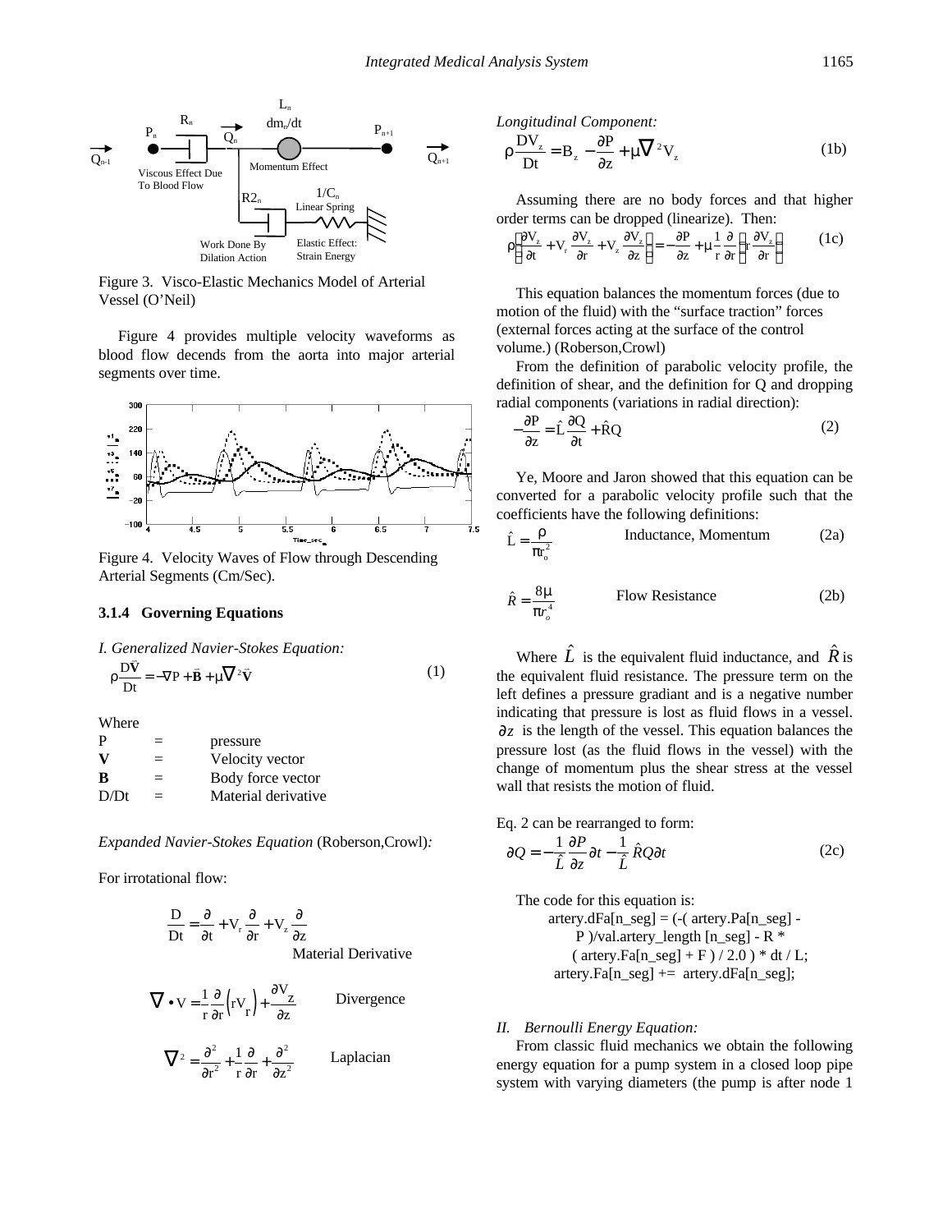Figure 3. Visco-Elastic Mechanics Model of Arterial Vessel (O'Neil)

Figure 4 provides multiple velocity waveforms as blood flow decends from the aorta into major arterial segments over time.

Figure 4. Velocity Waves of Flow through Descending Arterial Segments (Cm/Sec).

### 3.1.4 Governing Equations

*I. Generalized Navier-Stokes Equation:*

$$\rho \frac{D\bar{V}}{Dt} = -\nabla P + \bar{B} + \mu \nabla^2 \bar{V} \tag{1}$$

Where

| | | |
|---|---|---|
| P | = | pressure |
| **V** | = | Velocity vector |
| **B** | = | Body force vector |
| D/Dt | = | Material derivative |

*Expanded Navier-Stokes Equation* (Roberson,Crowl)*:*

For irrotational flow:

$$\frac{D}{Dt} = \frac{\partial}{\partial t} + V_r \frac{\partial}{\partial r} + V_z \frac{\partial}{\partial z}$$

Material Derivative

$$\nabla \bullet V = \frac{1}{r} \frac{\partial}{\partial r}\left(rV_r\right) + \frac{\partial V_z}{\partial z} \qquad \text{Divergence}$$

$$\nabla^2 = \frac{\partial^2}{\partial r^2} + \frac{1}{r} \frac{\partial}{\partial r} + \frac{\partial^2}{\partial z^2} \qquad \text{Laplacian}$$

*Longitudinal Component:*

$$\rho \frac{DV_z}{Dt} = B_z - \frac{\partial P}{\partial z} + \mu \nabla^2 V_z \tag{1b}$$

Assuming there are no body forces and that higher order terms can be dropped (linearize). Then:

$$\rho\left(\frac{\partial V_z}{\partial t} + V_r \frac{\partial V_z}{\partial r} + V_z \frac{\partial V_z}{\partial z}\right) = -\frac{\partial P}{\partial z} + \mu \frac{1}{r} \frac{\partial}{\partial r}\left(r \frac{\partial V_z}{\partial r}\right) \tag{1c}$$

This equation balances the momentum forces (due to motion of the fluid) with the "surface traction" forces (external forces acting at the surface of the control volume.) (Roberson,Crowl)

From the definition of parabolic velocity profile, the definition of shear, and the definition for Q and dropping radial components (variations in radial direction):

$$-\frac{\partial P}{\partial z} = \hat{L} \frac{\partial Q}{\partial t} + \hat{R} Q \tag{2}$$

Ye, Moore and Jaron showed that this equation can be converted for a parabolic velocity profile such that the coefficients have the following definitions:

$$\hat{L} = \frac{\rho}{\pi r_o^2} \qquad \text{Inductance, Momentum} \tag{2a}$$

$$\hat{R} = \frac{8\mu}{\pi r_o^4} \qquad \text{Flow Resistance} \tag{2b}$$

Where $\hat{L}$ is the equivalent fluid inductance, and $\hat{R}$ is the equivalent fluid resistance. The pressure term on the left defines a pressure gradiant and is a negative number indicating that pressure is lost as fluid flows in a vessel. $\partial z$ is the length of the vessel. This equation balances the pressure lost (as the fluid flows in the vessel) with the change of momentum plus the shear stress at the vessel wall that resists the motion of fluid.

Eq. 2 can be rearranged to form:

$$\partial Q = -\frac{1}{\hat{L}} \frac{\partial P}{\partial z} \partial t - \frac{1}{\hat{L}} \hat{R} Q \partial t \tag{2c}$$

The code for this equation is:

```
artery.dFa[n_seg] = (-( artery.Pa[n_seg] -
      P )/val.artery_length [n_seg] - R *
      ( artery.Fa[n_seg] + F ) / 2.0 ) * dt / L;
artery.Fa[n_seg] += artery.dFa[n_seg];
```

*II. Bernoulli Energy Equation:*

From classic fluid mechanics we obtain the following energy equation for a pump system in a closed loop pipe system with varying diameters (the pump is after node 1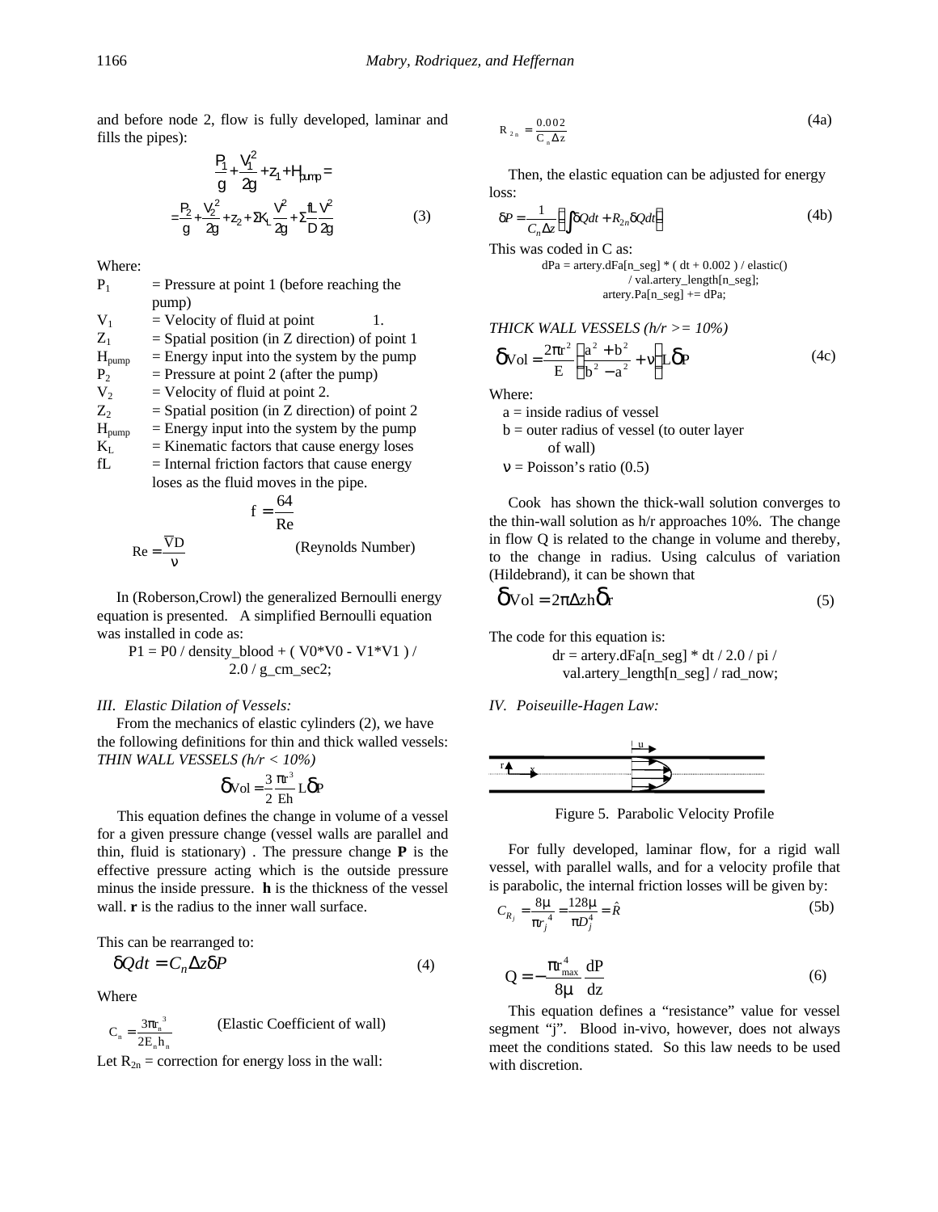and before node 2, flow is fully developed, laminar and fills the pipes):

$$\frac{P_1}{g} + \frac{V_1^2}{2g} + z_1 + H_{pump} =$$

$$= \frac{P_2}{g} + \frac{V_2^2}{2g} + z_2 + \Sigma K_L \frac{V^2}{2g} + \Sigma \frac{fL}{D}\frac{V^2}{2g} \tag{3}$$

Where:

- $P_1$ = Pressure at point 1 (before reaching the pump)
- $V_1$ = Velocity of fluid at point 1.
- $Z_1$ = Spatial position (in Z direction) of point 1
- $H_{pump}$ = Energy input into the system by the pump
- $P_2$ = Pressure at point 2 (after the pump)
- $V_2$ = Velocity of fluid at point 2.
- $Z_2$ = Spatial position (in Z direction) of point 2
- $H_{pump}$ = Energy input into the system by the pump
- $K_L$ = Kinematic factors that cause energy loses
- fL = Internal friction factors that cause energy loses as the fluid moves in the pipe.

$$f = \frac{64}{Re}$$

$$Re = \frac{\overline{V}D}{\nu} \quad \text{(Reynolds Number)}$$

In (Roberson,Crowl) the generalized Bernoulli energy equation is presented. A simplified Bernoulli equation was installed in code as:

```
P1 = P0 / density_blood + ( V0*V0 - V1*V1 ) /
        2.0 / g_cm_sec2;
```

*III. Elastic Dilation of Vessels:*

From the mechanics of elastic cylinders (2), we have the following definitions for thin and thick walled vessels:

*THIN WALL VESSELS (h/r < 10%)*

$$\delta Vol = \frac{3}{2}\frac{\pi r^3}{Eh} L \delta P$$

This equation defines the change in volume of a vessel for a given pressure change (vessel walls are parallel and thin, fluid is stationary) . The pressure change **P** is the effective pressure acting which is the outside pressure minus the inside pressure. **h** is the thickness of the vessel wall. **r** is the radius to the inner wall surface.

This can be rearranged to:

$$\delta Qdt = C_n \Delta z \delta P \tag{4}$$

Where

$$C_n = \frac{3\pi r_n^3}{2E_n h_n} \quad \text{(Elastic Coefficient of wall)}$$

Let $R_{2n}$ = correction for energy loss in the wall:

$$R_{2n} = \frac{0.002}{C_n \Delta z} \tag{4a}$$

Then, the elastic equation can be adjusted for energy loss:

$$\delta P = \frac{1}{C_n \Delta z}\left(\int \delta Qdt + R_{2n}\delta Qdt\right) \tag{4b}$$

This was coded in C as:

```
dPa = artery.dFa[n_seg] * ( dt + 0.002 ) / elastic()
            / val.artery_length[n_seg];
        artery.Pa[n_seg] += dPa;
```

*THICK WALL VESSELS (h/r >= 10%)*

$$\delta Vol = \frac{2\pi r^2}{E}\left(\frac{a^2 + b^2}{b^2 - a^2} + \nu\right) L \delta P \tag{4c}$$

Where:

- a = inside radius of vessel
- b = outer radius of vessel (to outer layer of wall)
- $\nu$ = Poisson's ratio (0.5)

Cook has shown the thick-wall solution converges to the thin-wall solution as h/r approaches 10%. The change in flow Q is related to the change in volume and thereby, to the change in radius. Using calculus of variation (Hildebrand), it can be shown that

$$\delta Vol = 2\pi \Delta z h \delta r \tag{5}$$

The code for this equation is:

```
dr = artery.dFa[n_seg] * dt / 2.0 / pi /
    val.artery_length[n_seg] / rad_now;
```

*IV. Poiseuille-Hagen Law:*

Figure 5. Parabolic Velocity Profile

For fully developed, laminar flow, for a rigid wall vessel, with parallel walls, and for a velocity profile that is parabolic, the internal friction losses will be given by:

$$C_{R_j} = \frac{8\mu}{\pi r_j^4} = \frac{128\mu}{\pi D_j^4} = \hat{R} \tag{5b}$$

$$Q = -\frac{\pi r_{max}^4}{8\mu}\frac{dP}{dz} \tag{6}$$

This equation defines a "resistance" value for vessel segment "j". Blood in-vivo, however, does not always meet the conditions stated. So this law needs to be used with discretion.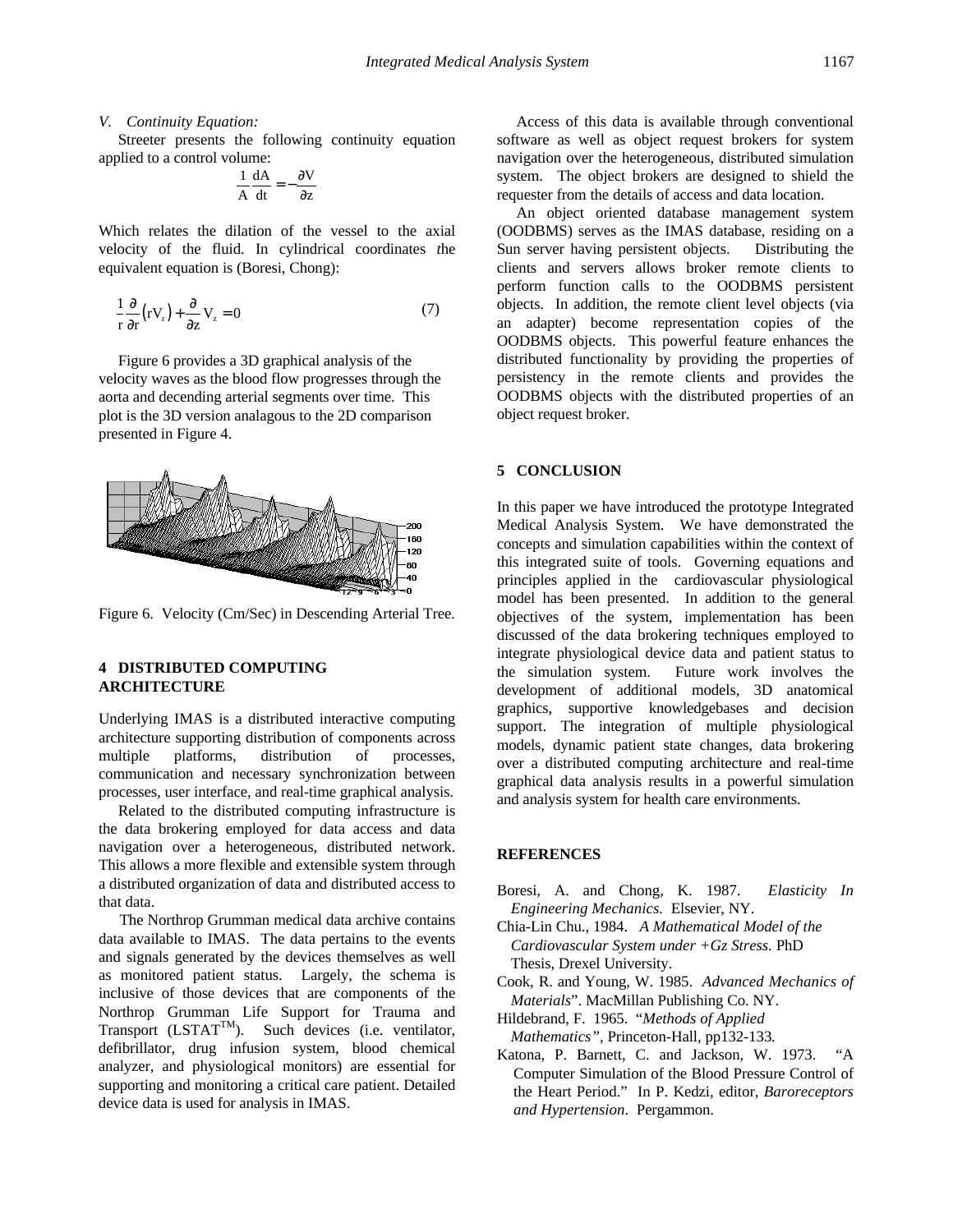*V. Continuity Equation:*

Streeter presents the following continuity equation applied to a control volume:

$$\frac{1}{A}\frac{dA}{dt} = -\frac{\partial V}{\partial z}$$

Which relates the dilation of the vessel to the axial velocity of the fluid. In cylindrical coordinates the equivalent equation is (Boresi, Chong):

$$\frac{1}{r}\frac{\partial}{\partial r}\left(rV_r\right) + \frac{\partial}{\partial z}V_z = 0 \quad (7)$$

Figure 6 provides a 3D graphical analysis of the velocity waves as the blood flow progresses through the aorta and decending arterial segments over time. This plot is the 3D version analagous to the 2D comparison presented in Figure 4.

Figure 6. Velocity (Cm/Sec) in Descending Arterial Tree.

## 4 DISTRIBUTED COMPUTING ARCHITECTURE

Underlying IMAS is a distributed interactive computing architecture supporting distribution of components across multiple platforms, distribution of processes, communication and necessary synchronization between processes, user interface, and real-time graphical analysis.

Related to the distributed computing infrastructure is the data brokering employed for data access and data navigation over a heterogeneous, distributed network. This allows a more flexible and extensible system through a distributed organization of data and distributed access to that data.

The Northrop Grumman medical data archive contains data available to IMAS. The data pertains to the events and signals generated by the devices themselves as well as monitored patient status. Largely, the schema is inclusive of those devices that are components of the Northrop Grumman Life Support for Trauma and Transport (LSTAT[TM]). Such devices (i.e. ventilator, defibrillator, drug infusion system, blood chemical analyzer, and physiological monitors) are essential for supporting and monitoring a critical care patient. Detailed device data is used for analysis in IMAS.

Access of this data is available through conventional software as well as object request brokers for system navigation over the heterogeneous, distributed simulation system. The object brokers are designed to shield the requester from the details of access and data location.

An object oriented database management system (OODBMS) serves as the IMAS database, residing on a Sun server having persistent objects. Distributing the clients and servers allows broker remote clients to perform function calls to the OODBMS persistent objects. In addition, the remote client level objects (via an adapter) become representation copies of the OODBMS objects. This powerful feature enhances the distributed functionality by providing the properties of persistency in the remote clients and provides the OODBMS objects with the distributed properties of an object request broker.

## 5 CONCLUSION

In this paper we have introduced the prototype Integrated Medical Analysis System. We have demonstrated the concepts and simulation capabilities within the context of this integrated suite of tools. Governing equations and principles applied in the cardiovascular physiological model has been presented. In addition to the general objectives of the system, implementation has been discussed of the data brokering techniques employed to integrate physiological device data and patient status to the simulation system. Future work involves the development of additional models, 3D anatomical graphics, supportive knowledgebases and decision support. The integration of multiple physiological models, dynamic patient state changes, data brokering over a distributed computing architecture and real-time graphical data analysis results in a powerful simulation and analysis system for health care environments.

## REFERENCES

Boresi, A. and Chong, K. 1987. *Elasticity In Engineering Mechanics.* Elsevier, NY.

Chia-Lin Chu., 1984. *A Mathematical Model of the Cardiovascular System under +Gz Stress.* PhD Thesis, Drexel University.

Cook, R. and Young, W. 1985. *Advanced Mechanics of Materials*". MacMillan Publishing Co. NY.

Hildebrand, F. 1965. *"Methods of Applied Mathematics",* Princeton-Hall, pp132-133.

Katona, P. Barnett, C. and Jackson, W. 1973. "A Computer Simulation of the Blood Pressure Control of the Heart Period." In P. Kedzi, editor, *Baroreceptors and Hypertension*. Pergammon.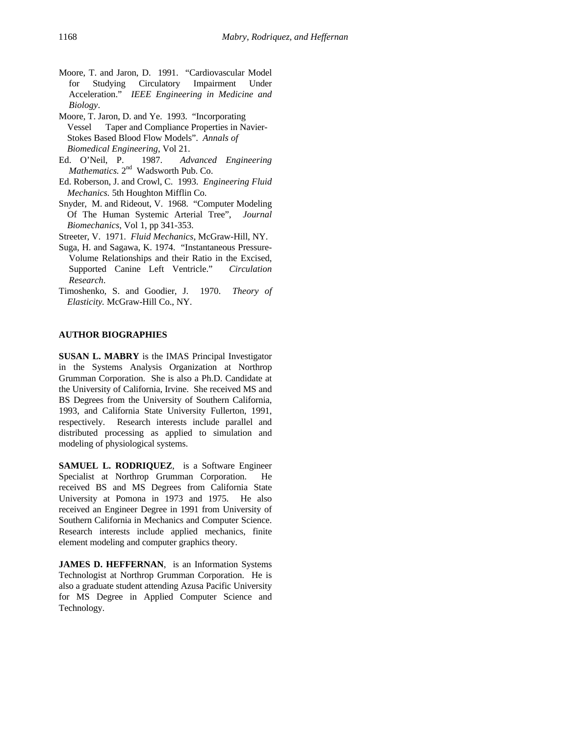Moore, T. and Jaron, D. 1991. "Cardiovascular Model for Studying Circulatory Impairment Under Acceleration." *IEEE Engineering in Medicine and Biology*.

Moore, T. Jaron, D. and Ye. 1993. "Incorporating Vessel Taper and Compliance Properties in Navier-Stokes Based Blood Flow Models". *Annals of Biomedical Engineering*, Vol 21.

Ed. O'Neil, P. 1987. *Advanced Engineering Mathematics.* 2nd Wadsworth Pub. Co.

Ed. Roberson, J. and Crowl, C. 1993. *Engineering Fluid Mechanics.* 5th Houghton Mifflin Co.

Snyder, M. and Rideout, V. 1968. "Computer Modeling Of The Human Systemic Arterial Tree", *Journal Biomechanics*, Vol 1, pp 341-353.

Streeter, V. 1971. *Fluid Mechanics*, McGraw-Hill, NY.

Suga, H. and Sagawa, K. 1974. "Instantaneous Pressure-Volume Relationships and their Ratio in the Excised, Supported Canine Left Ventricle." *Circulation Research*.

Timoshenko, S. and Goodier, J. 1970. *Theory of Elasticity.* McGraw-Hill Co., NY.

## AUTHOR BIOGRAPHIES

**SUSAN L. MABRY** is the IMAS Principal Investigator in the Systems Analysis Organization at Northrop Grumman Corporation. She is also a Ph.D. Candidate at the University of California, Irvine. She received MS and BS Degrees from the University of Southern California, 1993, and California State University Fullerton, 1991, respectively. Research interests include parallel and distributed processing as applied to simulation and modeling of physiological systems.

**SAMUEL L. RODRIQUEZ**, is a Software Engineer Specialist at Northrop Grumman Corporation. He received BS and MS Degrees from California State University at Pomona in 1973 and 1975. He also received an Engineer Degree in 1991 from University of Southern California in Mechanics and Computer Science. Research interests include applied mechanics, finite element modeling and computer graphics theory.

**JAMES D. HEFFERNAN**, is an Information Systems Technologist at Northrop Grumman Corporation. He is also a graduate student attending Azusa Pacific University for MS Degree in Applied Computer Science and Technology.